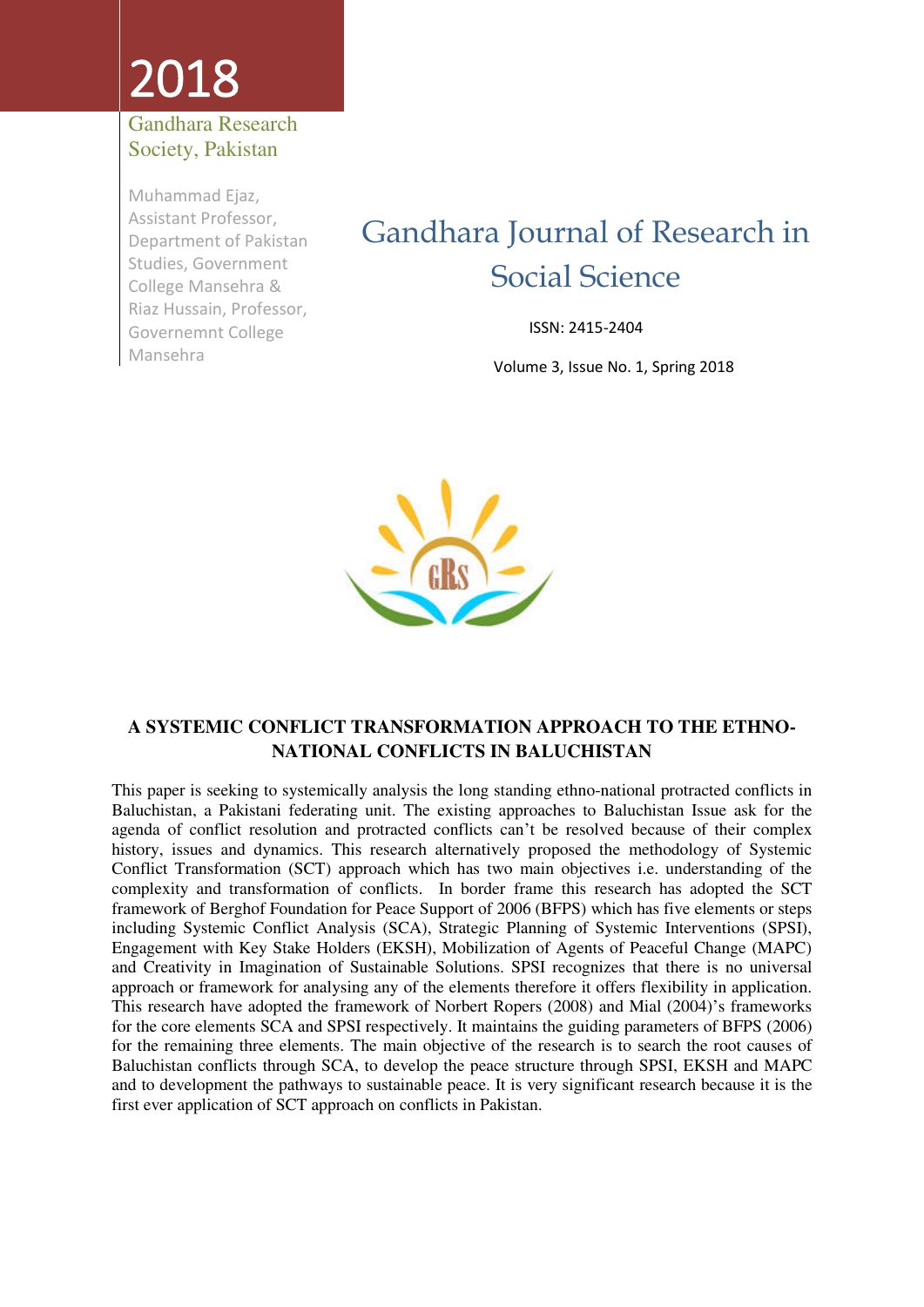2018

Gandhara Research Society, Pakistan

Muhammad Ejaz, Assistant Professor, Department of Pakistan Studies, Government College Mansehra & Riaz Hussain, Professor, Governemnt College Mansehra

# Gandhara Journal of Research in Social Science

ISSN: 2415-2404

Volume 3, Issue No. 1, Spring 2018

## A SYSTEMIC CONFLICT TRANSFORMATION APPROACH TO THE ETHNO-NATIONAL CONFLICTS IN BALUCHISTAN

This paper is seeking to systemically analysis the long standing ethno-national protracted conflicts in Baluchistan, a Pakistani federating unit. The existing approaches to Baluchistan Issue ask for the agenda of conflict resolution and protracted conflicts can't be resolved because of their complex history, issues and dynamics. This research alternatively proposed the methodology of Systemic Conflict Transformation (SCT) approach which has two main objectives i.e. understanding of the complexity and transformation of conflicts. In border frame this research has adopted the SCT framework of Berghof Foundation for Peace Support of 2006 (BFPS) which has five elements or steps including Systemic Conflict Analysis (SCA), Strategic Planning of Systemic Interventions (SPSI), Engagement with Key Stake Holders (EKSH), Mobilization of Agents of Peaceful Change (MAPC) and Creativity in Imagination of Sustainable Solutions. SPSI recognizes that there is no universal approach or framework for analysing any of the elements therefore it offers flexibility in application. This research have adopted the framework of Norbert Ropers (2008) and Mial (2004)'s frameworks for the core elements SCA and SPSI respectively. It maintains the guiding parameters of BFPS (2006) for the remaining three elements. The main objective of the research is to search the root causes of Baluchistan conflicts through SCA, to develop the peace structure through SPSI, EKSH and MAPC and to development the pathways to sustainable peace. It is very significant research because it is the first ever application of SCT approach on conflicts in Pakistan.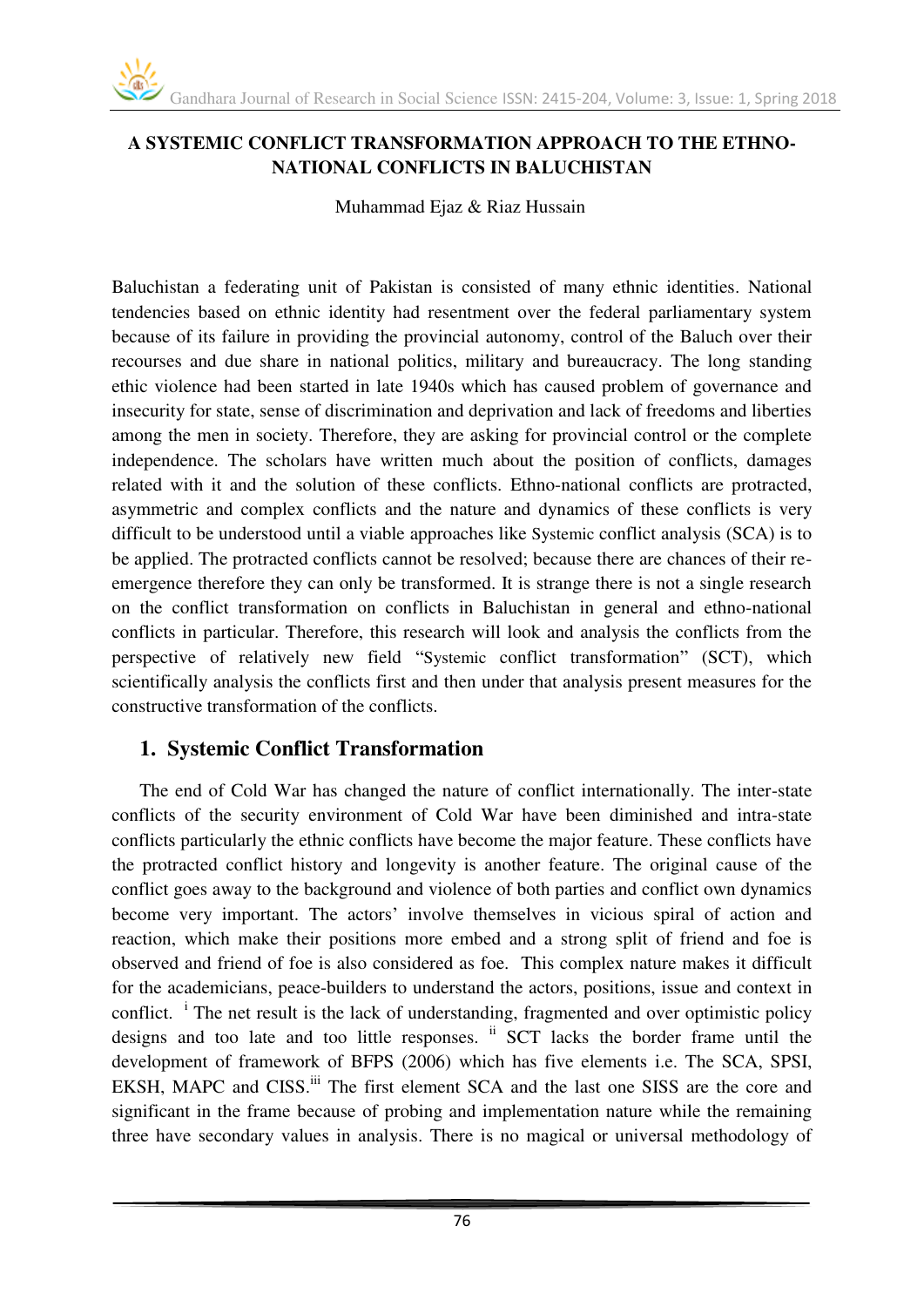## A SYSTEMIC CONFLICT TRANSFORMATION APPROACH TO THE ETHNO-NATIONAL CONFLICTS IN BALUCHISTAN

Muhammad Ejaz & Riaz Hussain

Baluchistan a federating unit of Pakistan is consisted of many ethnic identities. National tendencies based on ethnic identity had resentment over the federal parliamentary system because of its failure in providing the provincial autonomy, control of the Baluch over their recourses and due share in national politics, military and bureaucracy. The long standing ethic violence had been started in late 1940s which has caused problem of governance and insecurity for state, sense of discrimination and deprivation and lack of freedoms and liberties among the men in society. Therefore, they are asking for provincial control or the complete independence. The scholars have written much about the position of conflicts, damages related with it and the solution of these conflicts. Ethno-national conflicts are protracted, asymmetric and complex conflicts and the nature and dynamics of these conflicts is very difficult to be understood until a viable approaches like Systemic conflict analysis (SCA) is to be applied. The protracted conflicts cannot be resolved; because there are chances of their re-emergence therefore they can only be transformed. It is strange there is not a single research on the conflict transformation on conflicts in Baluchistan in general and ethno-national conflicts in particular. Therefore, this research will look and analysis the conflicts from the perspective of relatively new field "Systemic conflict transformation" (SCT), which scientifically analysis the conflicts first and then under that analysis present measures for the constructive transformation of the conflicts.

## 1. Systemic Conflict Transformation

The end of Cold War has changed the nature of conflict internationally. The inter-state conflicts of the security environment of Cold War have been diminished and intra-state conflicts particularly the ethnic conflicts have become the major feature. These conflicts have the protracted conflict history and longevity is another feature. The original cause of the conflict goes away to the background and violence of both parties and conflict own dynamics become very important. The actors' involve themselves in vicious spiral of action and reaction, which make their positions more embed and a strong split of friend and foe is observed and friend of foe is also considered as foe. This complex nature makes it difficult for the academicians, peace-builders to understand the actors, positions, issue and context in conflict. [i] The net result is the lack of understanding, fragmented and over optimistic policy designs and too late and too little responses. [ii] SCT lacks the border frame until the development of framework of BFPS (2006) which has five elements i.e. The SCA, SPSI, EKSH, MAPC and CISS.[iii] The first element SCA and the last one SISS are the core and significant in the frame because of probing and implementation nature while the remaining three have secondary values in analysis. There is no magical or universal methodology of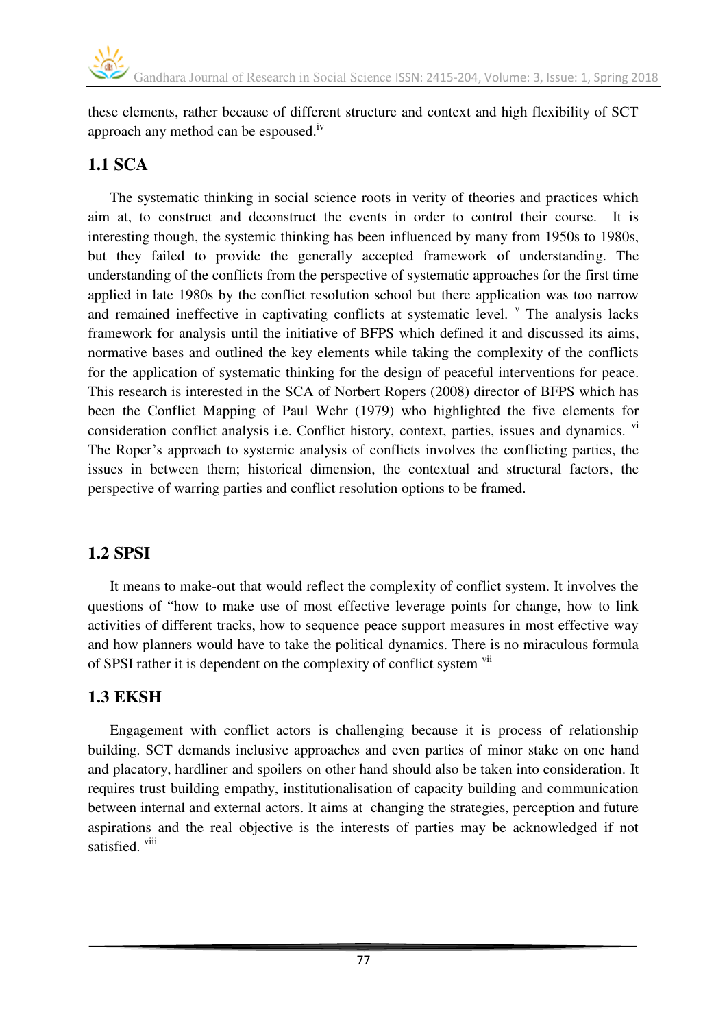these elements, rather because of different structure and context and high flexibility of SCT approach any method can be espoused.[iv]

## 1.1 SCA

The systematic thinking in social science roots in verity of theories and practices which aim at, to construct and deconstruct the events in order to control their course. It is interesting though, the systemic thinking has been influenced by many from 1950s to 1980s, but they failed to provide the generally accepted framework of understanding. The understanding of the conflicts from the perspective of systematic approaches for the first time applied in late 1980s by the conflict resolution school but there application was too narrow and remained ineffective in captivating conflicts at systematic level. [v] The analysis lacks framework for analysis until the initiative of BFPS which defined it and discussed its aims, normative bases and outlined the key elements while taking the complexity of the conflicts for the application of systematic thinking for the design of peaceful interventions for peace. This research is interested in the SCA of Norbert Ropers (2008) director of BFPS which has been the Conflict Mapping of Paul Wehr (1979) who highlighted the five elements for consideration conflict analysis i.e. Conflict history, context, parties, issues and dynamics. [vi] The Roper's approach to systemic analysis of conflicts involves the conflicting parties, the issues in between them; historical dimension, the contextual and structural factors, the perspective of warring parties and conflict resolution options to be framed.

## 1.2 SPSI

It means to make-out that would reflect the complexity of conflict system. It involves the questions of "how to make use of most effective leverage points for change, how to link activities of different tracks, how to sequence peace support measures in most effective way and how planners would have to take the political dynamics. There is no miraculous formula of SPSI rather it is dependent on the complexity of conflict system [vii]

## 1.3 EKSH

Engagement with conflict actors is challenging because it is process of relationship building. SCT demands inclusive approaches and even parties of minor stake on one hand and placatory, hardliner and spoilers on other hand should also be taken into consideration. It requires trust building empathy, institutionalisation of capacity building and communication between internal and external actors. It aims at changing the strategies, perception and future aspirations and the real objective is the interests of parties may be acknowledged if not satisfied. [viii]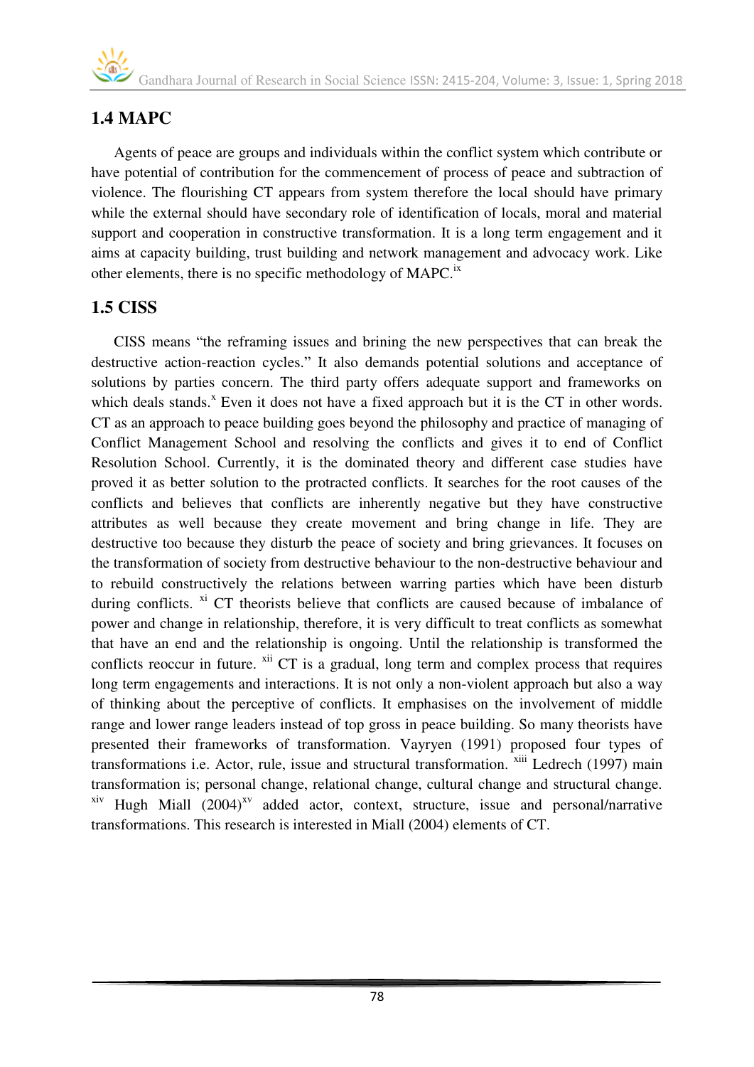## 1.4 MAPC

Agents of peace are groups and individuals within the conflict system which contribute or have potential of contribution for the commencement of process of peace and subtraction of violence. The flourishing CT appears from system therefore the local should have primary while the external should have secondary role of identification of locals, moral and material support and cooperation in constructive transformation. It is a long term engagement and it aims at capacity building, trust building and network management and advocacy work. Like other elements, there is no specific methodology of MAPC.[ix]

## 1.5 CISS

CISS means "the reframing issues and brining the new perspectives that can break the destructive action-reaction cycles." It also demands potential solutions and acceptance of solutions by parties concern. The third party offers adequate support and frameworks on which deals stands.[x] Even it does not have a fixed approach but it is the CT in other words. CT as an approach to peace building goes beyond the philosophy and practice of managing of Conflict Management School and resolving the conflicts and gives it to end of Conflict Resolution School. Currently, it is the dominated theory and different case studies have proved it as better solution to the protracted conflicts. It searches for the root causes of the conflicts and believes that conflicts are inherently negative but they have constructive attributes as well because they create movement and bring change in life. They are destructive too because they disturb the peace of society and bring grievances. It focuses on the transformation of society from destructive behaviour to the non-destructive behaviour and to rebuild constructively the relations between warring parties which have been disturb during conflicts. [xi] CT theorists believe that conflicts are caused because of imbalance of power and change in relationship, therefore, it is very difficult to treat conflicts as somewhat that have an end and the relationship is ongoing. Until the relationship is transformed the conflicts reoccur in future. [xii] CT is a gradual, long term and complex process that requires long term engagements and interactions. It is not only a non-violent approach but also a way of thinking about the perceptive of conflicts. It emphasises on the involvement of middle range and lower range leaders instead of top gross in peace building. So many theorists have presented their frameworks of transformation. Vayryen (1991) proposed four types of transformations i.e. Actor, rule, issue and structural transformation. [xiii] Ledrech (1997) main transformation is; personal change, relational change, cultural change and structural change. [xiv] Hugh Miall (2004)[xv] added actor, context, structure, issue and personal/narrative transformations. This research is interested in Miall (2004) elements of CT.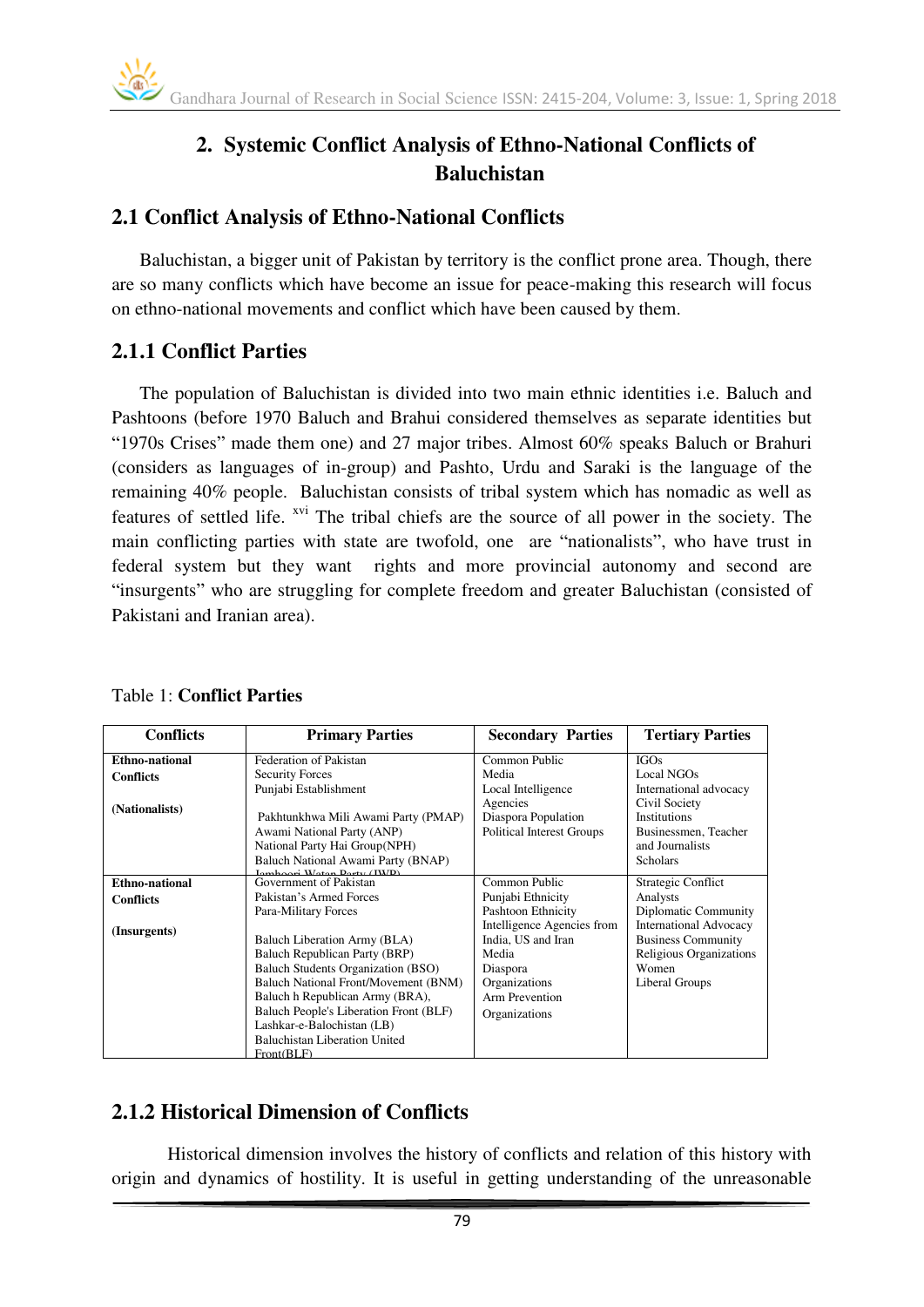## 2. Systemic Conflict Analysis of Ethno-National Conflicts of Baluchistan

### 2.1 Conflict Analysis of Ethno-National Conflicts

Baluchistan, a bigger unit of Pakistan by territory is the conflict prone area. Though, there are so many conflicts which have become an issue for peace-making this research will focus on ethno-national movements and conflict which have been caused by them.

### 2.1.1 Conflict Parties

The population of Baluchistan is divided into two main ethnic identities i.e. Baluch and Pashtoons (before 1970 Baluch and Brahui considered themselves as separate identities but "1970s Crises" made them one) and 27 major tribes. Almost 60% speaks Baluch or Brahuri (considers as languages of in-group) and Pashto, Urdu and Saraki is the language of the remaining 40% people. Baluchistan consists of tribal system which has nomadic as well as features of settled life. [xvi] The tribal chiefs are the source of all power in the society. The main conflicting parties with state are twofold, one are "nationalists", who have trust in federal system but they want rights and more provincial autonomy and second are "insurgents" who are struggling for complete freedom and greater Baluchistan (consisted of Pakistani and Iranian area).

Table 1: **Conflict Parties**

| Conflicts | Primary Parties | Secondary Parties | Tertiary Parties |
|---|---|---|---|
| **Ethno-national Conflicts** <br><br> **(Nationalists)** | Federation of Pakistan <br> Security Forces <br> Punjabi Establishment <br><br> Pakhtunkhwa Mili Awami Party (PMAP) <br> Awami National Party (ANP) <br> National Party Hai Group(NPH) <br> Baluch National Awami Party (BNAP) <br> Jamhoori Watan Party (JWP) | Common Public <br> Media <br> Local Intelligence Agencies <br> Diaspora Population <br> Political Interest Groups | IGOs <br> Local NGOs <br> International advocacy <br> Civil Society <br> Institutions <br> Businessmen, Teacher and Journalists <br> Scholars |
| **Ethno-national Conflicts** <br><br> **(Insurgents)** | Government of Pakistan <br> Pakistan's Armed Forces <br> Para-Military Forces <br><br> Baluch Liberation Army (BLA) <br> Baluch Republican Party (BRP) <br> Baluch Students Organization (BSO) <br> Baluch National Front/Movement (BNM) <br> Baluch h Republican Army (BRA), <br> Baluch People's Liberation Front (BLF) <br> Lashkar-e-Balochistan (LB) <br> Baluchistan Liberation United Front(BLF) | Common Public <br> Punjabi Ethnicity <br> Pashtoon Ethnicity <br> Intelligence Agencies from India, US and Iran <br> Media <br> Diaspora <br> Organizations <br> Arm Prevention <br> Organizations | Strategic Conflict Analysts <br> Diplomatic Community <br> International Advocacy <br> Business Community <br> Religious Organizations <br> Women <br> Liberal Groups |

### 2.1.2 Historical Dimension of Conflicts

Historical dimension involves the history of conflicts and relation of this history with origin and dynamics of hostility. It is useful in getting understanding of the unreasonable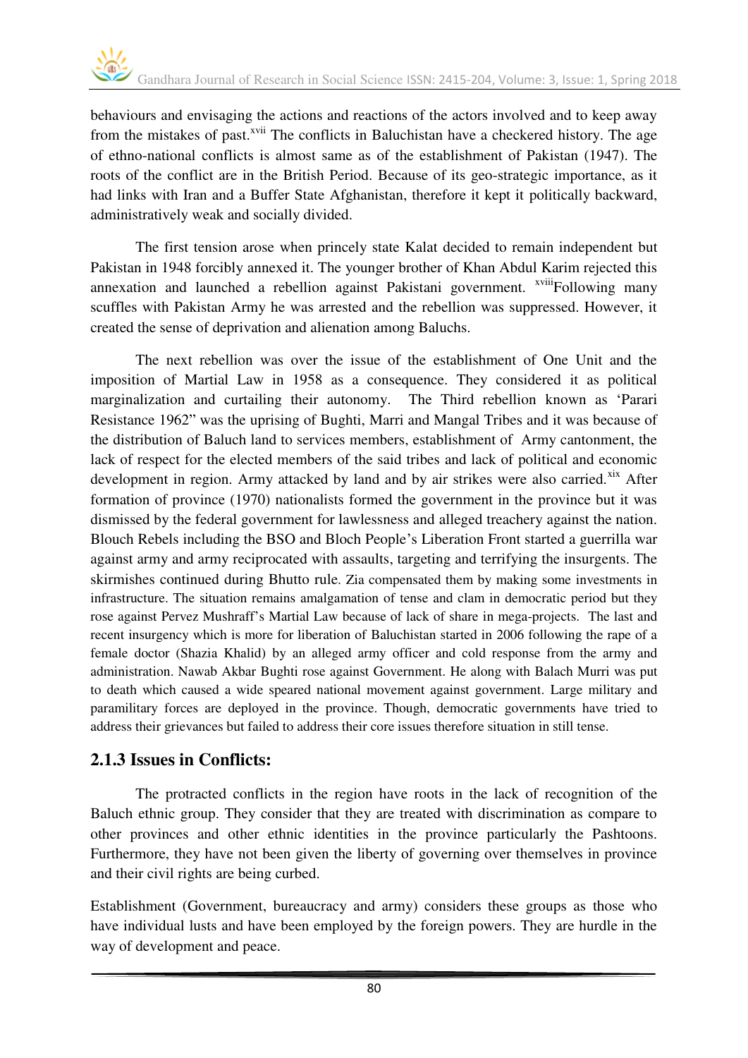behaviours and envisaging the actions and reactions of the actors involved and to keep away from the mistakes of past.[xvii] The conflicts in Baluchistan have a checkered history. The age of ethno-national conflicts is almost same as of the establishment of Pakistan (1947). The roots of the conflict are in the British Period. Because of its geo-strategic importance, as it had links with Iran and a Buffer State Afghanistan, therefore it kept it politically backward, administratively weak and socially divided.

The first tension arose when princely state Kalat decided to remain independent but Pakistan in 1948 forcibly annexed it. The younger brother of Khan Abdul Karim rejected this annexation and launched a rebellion against Pakistani government. [xviii]Following many scuffles with Pakistan Army he was arrested and the rebellion was suppressed. However, it created the sense of deprivation and alienation among Baluchs.

The next rebellion was over the issue of the establishment of One Unit and the imposition of Martial Law in 1958 as a consequence. They considered it as political marginalization and curtailing their autonomy. The Third rebellion known as 'Parari Resistance 1962" was the uprising of Bughti, Marri and Mangal Tribes and it was because of the distribution of Baluch land to services members, establishment of Army cantonment, the lack of respect for the elected members of the said tribes and lack of political and economic development in region. Army attacked by land and by air strikes were also carried.[xix] After formation of province (1970) nationalists formed the government in the province but it was dismissed by the federal government for lawlessness and alleged treachery against the nation. Blouch Rebels including the BSO and Bloch People's Liberation Front started a guerrilla war against army and army reciprocated with assaults, targeting and terrifying the insurgents. The skirmishes continued during Bhutto rule. Zia compensated them by making some investments in infrastructure. The situation remains amalgamation of tense and clam in democratic period but they rose against Pervez Mushraff's Martial Law because of lack of share in mega-projects. The last and recent insurgency which is more for liberation of Baluchistan started in 2006 following the rape of a female doctor (Shazia Khalid) by an alleged army officer and cold response from the army and administration. Nawab Akbar Bughti rose against Government. He along with Balach Murri was put to death which caused a wide speared national movement against government. Large military and paramilitary forces are deployed in the province. Though, democratic governments have tried to address their grievances but failed to address their core issues therefore situation in still tense.

## 2.1.3 Issues in Conflicts:

The protracted conflicts in the region have roots in the lack of recognition of the Baluch ethnic group. They consider that they are treated with discrimination as compare to other provinces and other ethnic identities in the province particularly the Pashtoons. Furthermore, they have not been given the liberty of governing over themselves in province and their civil rights are being curbed.

Establishment (Government, bureaucracy and army) considers these groups as those who have individual lusts and have been employed by the foreign powers. They are hurdle in the way of development and peace.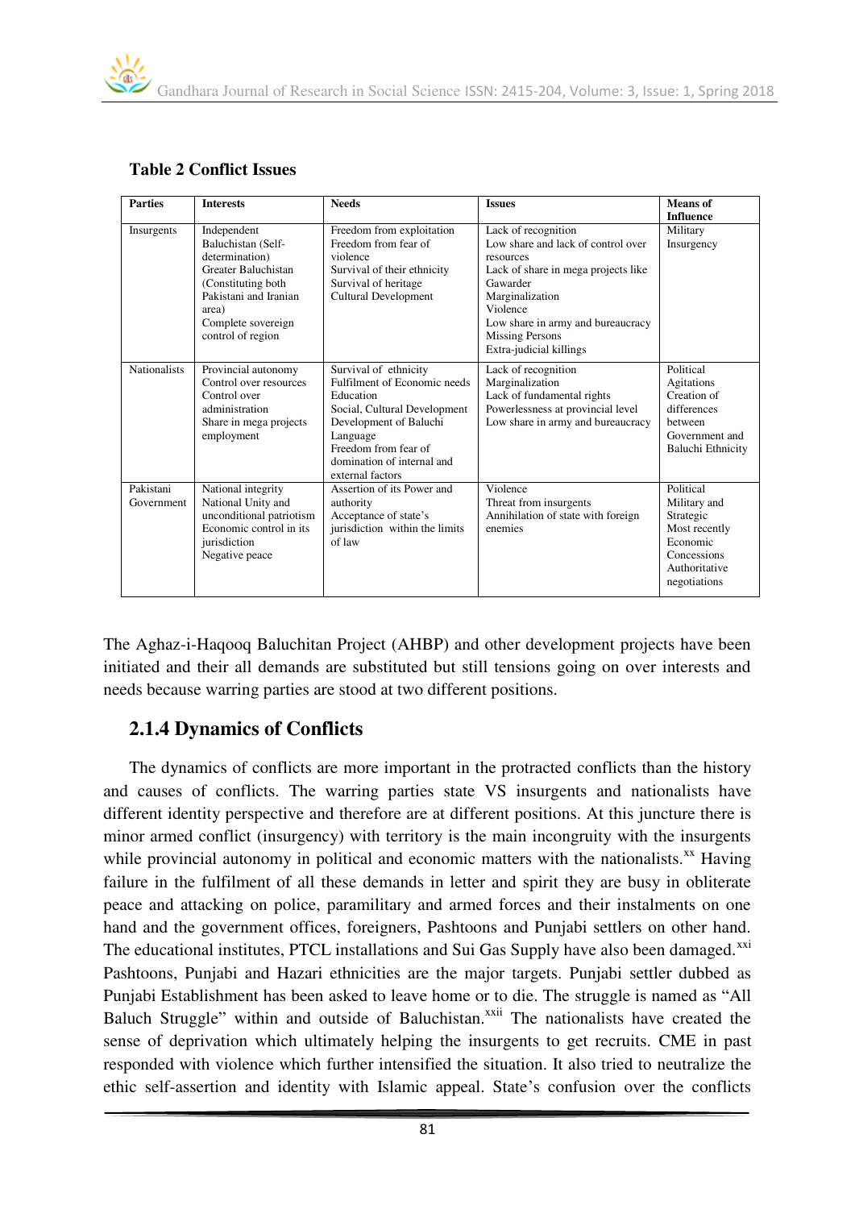**Table 2 Conflict Issues**

| Parties | Interests | Needs | Issues | Means of Influence |
|---|---|---|---|---|
| Insurgents | Independent Baluchistan (Self-determination)<br>Greater Baluchistan (Constituting both Pakistani and Iranian area)<br>Complete sovereign control of region | Freedom from exploitation<br>Freedom from fear of violence<br>Survival of their ethnicity<br>Survival of heritage<br>Cultural Development | Lack of recognition<br>Low share and lack of control over resources<br>Lack of share in mega projects like Gawarder<br>Marginalization<br>Violence<br>Low share in army and bureaucracy<br>Missing Persons<br>Extra-judicial killings | Military<br>Insurgency |
| Nationalists | Provincial autonomy<br>Control over resources<br>Control over administration<br>Share in mega projects<br>employment | Survival of ethnicity<br>Fulfilment of Economic needs<br>Education<br>Social, Cultural Development<br>Development of Baluchi Language<br>Freedom from fear of domination of internal and external factors | Lack of recognition<br>Marginalization<br>Lack of fundamental rights<br>Powerlessness at provincial level<br>Low share in army and bureaucracy | Political Agitations<br>Creation of differences between Government and Baluchi Ethnicity |
| Pakistani Government | National integrity<br>National Unity and unconditional patriotism<br>Economic control in its jurisdiction<br>Negative peace | Assertion of its Power and authority<br>Acceptance of state's jurisdiction within the limits of law | Violence<br>Threat from insurgents<br>Annihilation of state with foreign enemies | Political<br>Military and Strategic<br>Most recently Economic Concessions<br>Authoritative negotiations |

The Aghaz-i-Haqooq Baluchitan Project (AHBP) and other development projects have been initiated and their all demands are substituted but still tensions going on over interests and needs because warring parties are stood at two different positions.

## 2.1.4 Dynamics of Conflicts

The dynamics of conflicts are more important in the protracted conflicts than the history and causes of conflicts. The warring parties state VS insurgents and nationalists have different identity perspective and therefore are at different positions. At this juncture there is minor armed conflict (insurgency) with territory is the main incongruity with the insurgents while provincial autonomy in political and economic matters with the nationalists.[xx] Having failure in the fulfilment of all these demands in letter and spirit they are busy in obliterate peace and attacking on police, paramilitary and armed forces and their instalments on one hand and the government offices, foreigners, Pashtoons and Punjabi settlers on other hand. The educational institutes, PTCL installations and Sui Gas Supply have also been damaged.[xxi] Pashtoons, Punjabi and Hazari ethnicities are the major targets. Punjabi settler dubbed as Punjabi Establishment has been asked to leave home or to die. The struggle is named as "All Baluch Struggle" within and outside of Baluchistan.[xxii] The nationalists have created the sense of deprivation which ultimately helping the insurgents to get recruits. CME in past responded with violence which further intensified the situation. It also tried to neutralize the ethic self-assertion and identity with Islamic appeal. State's confusion over the conflicts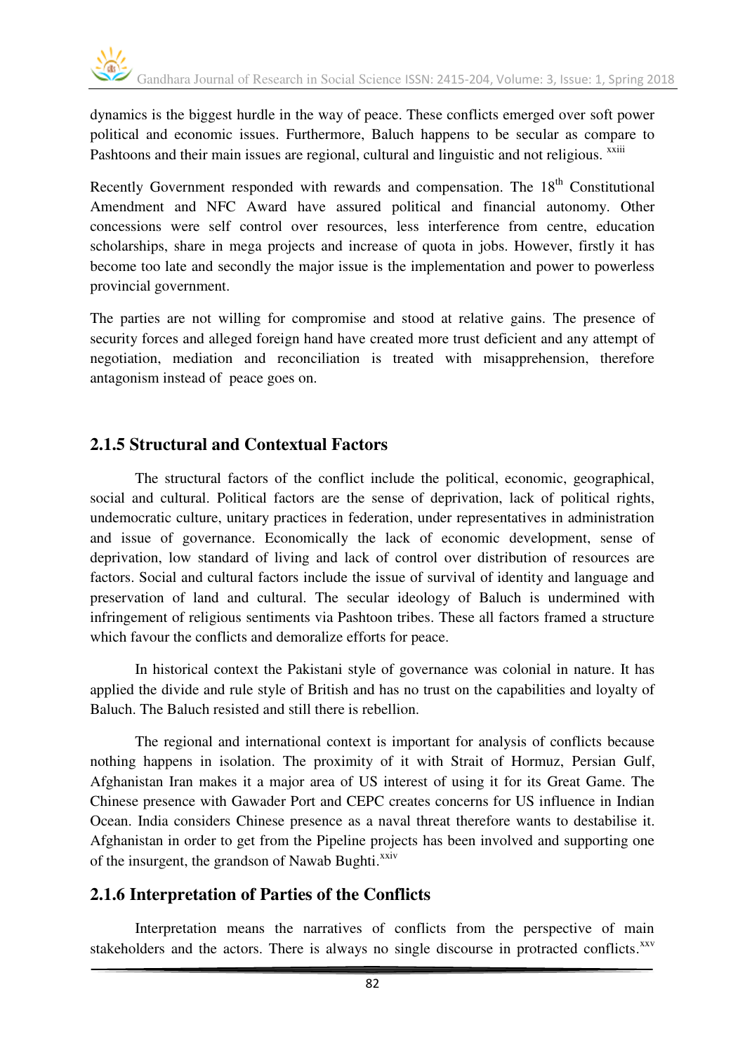dynamics is the biggest hurdle in the way of peace. These conflicts emerged over soft power political and economic issues. Furthermore, Baluch happens to be secular as compare to Pashtoons and their main issues are regional, cultural and linguistic and not religious. [xxiii]

Recently Government responded with rewards and compensation. The 18th Constitutional Amendment and NFC Award have assured political and financial autonomy. Other concessions were self control over resources, less interference from centre, education scholarships, share in mega projects and increase of quota in jobs. However, firstly it has become too late and secondly the major issue is the implementation and power to powerless provincial government.

The parties are not willing for compromise and stood at relative gains. The presence of security forces and alleged foreign hand have created more trust deficient and any attempt of negotiation, mediation and reconciliation is treated with misapprehension, therefore antagonism instead of peace goes on.

## 2.1.5 Structural and Contextual Factors

The structural factors of the conflict include the political, economic, geographical, social and cultural. Political factors are the sense of deprivation, lack of political rights, undemocratic culture, unitary practices in federation, under representatives in administration and issue of governance. Economically the lack of economic development, sense of deprivation, low standard of living and lack of control over distribution of resources are factors. Social and cultural factors include the issue of survival of identity and language and preservation of land and cultural. The secular ideology of Baluch is undermined with infringement of religious sentiments via Pashtoon tribes. These all factors framed a structure which favour the conflicts and demoralize efforts for peace.

In historical context the Pakistani style of governance was colonial in nature. It has applied the divide and rule style of British and has no trust on the capabilities and loyalty of Baluch. The Baluch resisted and still there is rebellion.

The regional and international context is important for analysis of conflicts because nothing happens in isolation. The proximity of it with Strait of Hormuz, Persian Gulf, Afghanistan Iran makes it a major area of US interest of using it for its Great Game. The Chinese presence with Gawader Port and CEPC creates concerns for US influence in Indian Ocean. India considers Chinese presence as a naval threat therefore wants to destabilise it. Afghanistan in order to get from the Pipeline projects has been involved and supporting one of the insurgent, the grandson of Nawab Bughti.[xxiv]

## 2.1.6 Interpretation of Parties of the Conflicts

Interpretation means the narratives of conflicts from the perspective of main stakeholders and the actors. There is always no single discourse in protracted conflicts.[xxv]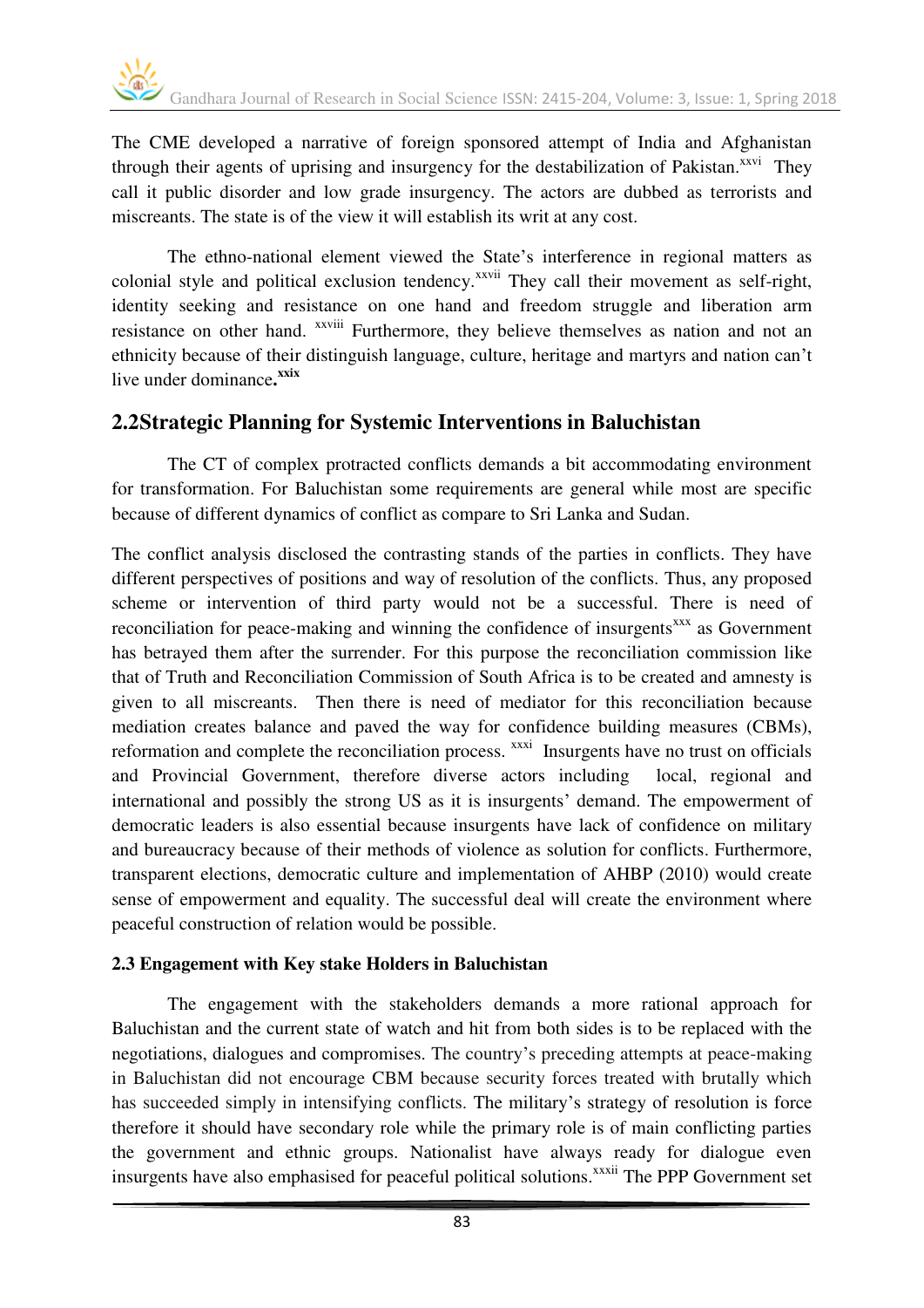The CME developed a narrative of foreign sponsored attempt of India and Afghanistan through their agents of uprising and insurgency for the destabilization of Pakistan.[xxvi] They call it public disorder and low grade insurgency. The actors are dubbed as terrorists and miscreants. The state is of the view it will establish its writ at any cost.

The ethno-national element viewed the State's interference in regional matters as colonial style and political exclusion tendency.[xxvii] They call their movement as self-right, identity seeking and resistance on one hand and freedom struggle and liberation arm resistance on other hand. [xxviii] Furthermore, they believe themselves as nation and not an ethnicity because of their distinguish language, culture, heritage and martyrs and nation can't live under dominance.[xxix]

## 2.2Strategic Planning for Systemic Interventions in Baluchistan

The CT of complex protracted conflicts demands a bit accommodating environment for transformation. For Baluchistan some requirements are general while most are specific because of different dynamics of conflict as compare to Sri Lanka and Sudan.

The conflict analysis disclosed the contrasting stands of the parties in conflicts. They have different perspectives of positions and way of resolution of the conflicts. Thus, any proposed scheme or intervention of third party would not be a successful. There is need of reconciliation for peace-making and winning the confidence of insurgents[xxx] as Government has betrayed them after the surrender. For this purpose the reconciliation commission like that of Truth and Reconciliation Commission of South Africa is to be created and amnesty is given to all miscreants. Then there is need of mediator for this reconciliation because mediation creates balance and paved the way for confidence building measures (CBMs), reformation and complete the reconciliation process. [xxxi] Insurgents have no trust on officials and Provincial Government, therefore diverse actors including local, regional and international and possibly the strong US as it is insurgents' demand. The empowerment of democratic leaders is also essential because insurgents have lack of confidence on military and bureaucracy because of their methods of violence as solution for conflicts. Furthermore, transparent elections, democratic culture and implementation of AHBP (2010) would create sense of empowerment and equality. The successful deal will create the environment where peaceful construction of relation would be possible.

### 2.3 Engagement with Key stake Holders in Baluchistan

The engagement with the stakeholders demands a more rational approach for Baluchistan and the current state of watch and hit from both sides is to be replaced with the negotiations, dialogues and compromises. The country's preceding attempts at peace-making in Baluchistan did not encourage CBM because security forces treated with brutally which has succeeded simply in intensifying conflicts. The military's strategy of resolution is force therefore it should have secondary role while the primary role is of main conflicting parties the government and ethnic groups. Nationalist have always ready for dialogue even insurgents have also emphasised for peaceful political solutions.[xxxii] The PPP Government set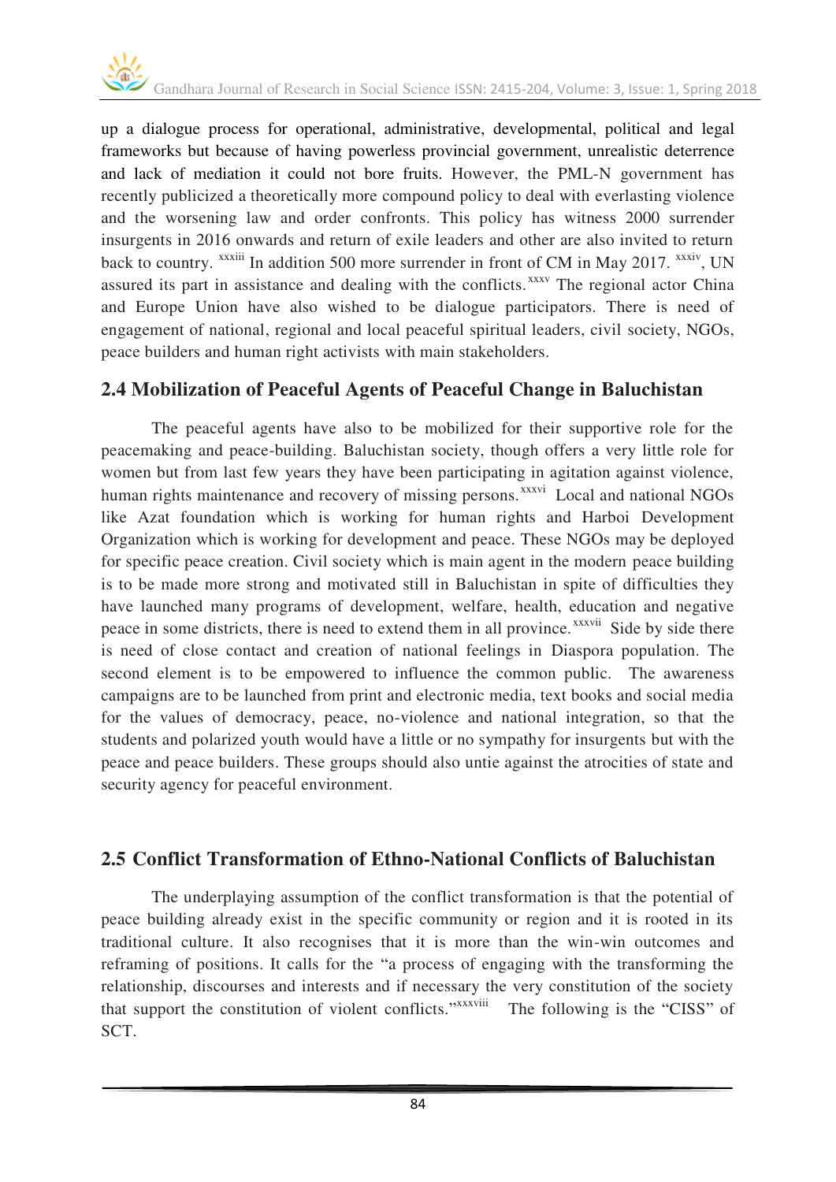up a dialogue process for operational, administrative, developmental, political and legal frameworks but because of having powerless provincial government, unrealistic deterrence and lack of mediation it could not bore fruits. However, the PML-N government has recently publicized a theoretically more compound policy to deal with everlasting violence and the worsening law and order confronts. This policy has witness 2000 surrender insurgents in 2016 onwards and return of exile leaders and other are also invited to return back to country. [xxxiii] In addition 500 more surrender in front of CM in May 2017. [xxxiv], UN assured its part in assistance and dealing with the conflicts.[xxxv] The regional actor China and Europe Union have also wished to be dialogue participators. There is need of engagement of national, regional and local peaceful spiritual leaders, civil society, NGOs, peace builders and human right activists with main stakeholders.

## 2.4 Mobilization of Peaceful Agents of Peaceful Change in Baluchistan

The peaceful agents have also to be mobilized for their supportive role for the peacemaking and peace-building. Baluchistan society, though offers a very little role for women but from last few years they have been participating in agitation against violence, human rights maintenance and recovery of missing persons.[xxxvi] Local and national NGOs like Azat foundation which is working for human rights and Harboi Development Organization which is working for development and peace. These NGOs may be deployed for specific peace creation. Civil society which is main agent in the modern peace building is to be made more strong and motivated still in Baluchistan in spite of difficulties they have launched many programs of development, welfare, health, education and negative peace in some districts, there is need to extend them in all province.[xxxvii] Side by side there is need of close contact and creation of national feelings in Diaspora population. The second element is to be empowered to influence the common public. The awareness campaigns are to be launched from print and electronic media, text books and social media for the values of democracy, peace, no-violence and national integration, so that the students and polarized youth would have a little or no sympathy for insurgents but with the peace and peace builders. These groups should also untie against the atrocities of state and security agency for peaceful environment.

## 2.5 Conflict Transformation of Ethno-National Conflicts of Baluchistan

The underplaying assumption of the conflict transformation is that the potential of peace building already exist in the specific community or region and it is rooted in its traditional culture. It also recognises that it is more than the win-win outcomes and reframing of positions. It calls for the "a process of engaging with the transforming the relationship, discourses and interests and if necessary the very constitution of the society that support the constitution of violent conflicts."[xxxviii] The following is the "CISS" of SCT.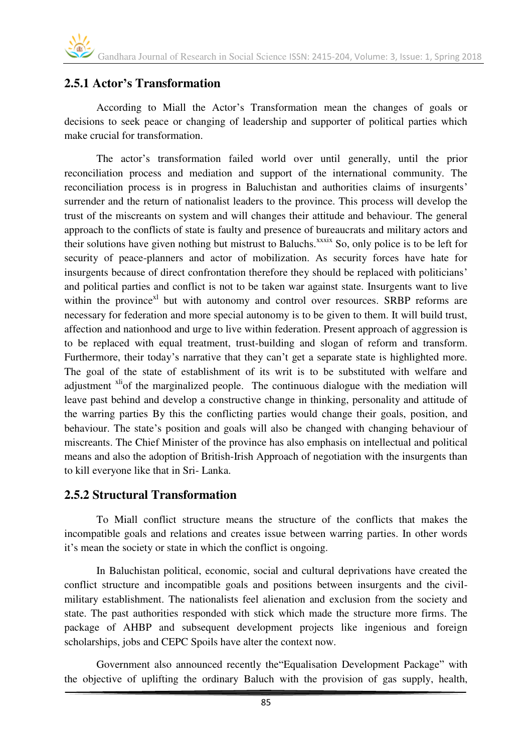### 2.5.1 Actor's Transformation

According to Miall the Actor's Transformation mean the changes of goals or decisions to seek peace or changing of leadership and supporter of political parties which make crucial for transformation.

The actor's transformation failed world over until generally, until the prior reconciliation process and mediation and support of the international community. The reconciliation process is in progress in Baluchistan and authorities claims of insurgents' surrender and the return of nationalist leaders to the province. This process will develop the trust of the miscreants on system and will changes their attitude and behaviour. The general approach to the conflicts of state is faulty and presence of bureaucrats and military actors and their solutions have given nothing but mistrust to Baluchs.[xxxix] So, only police is to be left for security of peace-planners and actor of mobilization. As security forces have hate for insurgents because of direct confrontation therefore they should be replaced with politicians' and political parties and conflict is not to be taken war against state. Insurgents want to live within the province[xl] but with autonomy and control over resources. SRBP reforms are necessary for federation and more special autonomy is to be given to them. It will build trust, affection and nationhood and urge to live within federation. Present approach of aggression is to be replaced with equal treatment, trust-building and slogan of reform and transform. Furthermore, their today's narrative that they can't get a separate state is highlighted more. The goal of the state of establishment of its writ is to be substituted with welfare and adjustment [xli]of the marginalized people. The continuous dialogue with the mediation will leave past behind and develop a constructive change in thinking, personality and attitude of the warring parties By this the conflicting parties would change their goals, position, and behaviour. The state's position and goals will also be changed with changing behaviour of miscreants. The Chief Minister of the province has also emphasis on intellectual and political means and also the adoption of British-Irish Approach of negotiation with the insurgents than to kill everyone like that in Sri- Lanka.

### 2.5.2 Structural Transformation

To Miall conflict structure means the structure of the conflicts that makes the incompatible goals and relations and creates issue between warring parties. In other words it's mean the society or state in which the conflict is ongoing.

In Baluchistan political, economic, social and cultural deprivations have created the conflict structure and incompatible goals and positions between insurgents and the civil-military establishment. The nationalists feel alienation and exclusion from the society and state. The past authorities responded with stick which made the structure more firms. The package of AHBP and subsequent development projects like ingenious and foreign scholarships, jobs and CEPC Spoils have alter the context now.

Government also announced recently the"Equalisation Development Package" with the objective of uplifting the ordinary Baluch with the provision of gas supply, health,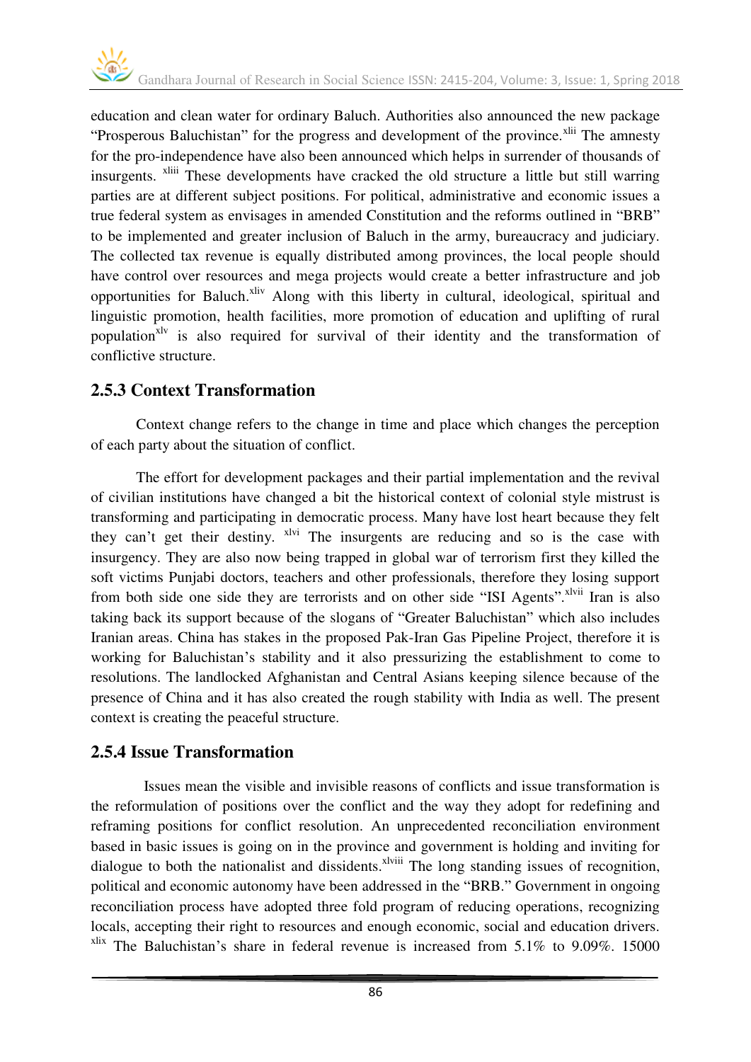education and clean water for ordinary Baluch. Authorities also announced the new package "Prosperous Baluchistan" for the progress and development of the province.[xlii] The amnesty for the pro-independence have also been announced which helps in surrender of thousands of insurgents. [xliii] These developments have cracked the old structure a little but still warring parties are at different subject positions. For political, administrative and economic issues a true federal system as envisages in amended Constitution and the reforms outlined in "BRB" to be implemented and greater inclusion of Baluch in the army, bureaucracy and judiciary. The collected tax revenue is equally distributed among provinces, the local people should have control over resources and mega projects would create a better infrastructure and job opportunities for Baluch.[xliv] Along with this liberty in cultural, ideological, spiritual and linguistic promotion, health facilities, more promotion of education and uplifting of rural population[xlv] is also required for survival of their identity and the transformation of conflictive structure.

### 2.5.3 Context Transformation

Context change refers to the change in time and place which changes the perception of each party about the situation of conflict.

The effort for development packages and their partial implementation and the revival of civilian institutions have changed a bit the historical context of colonial style mistrust is transforming and participating in democratic process. Many have lost heart because they felt they can't get their destiny. [xlvi] The insurgents are reducing and so is the case with insurgency. They are also now being trapped in global war of terrorism first they killed the soft victims Punjabi doctors, teachers and other professionals, therefore they losing support from both side one side they are terrorists and on other side "ISI Agents".[xlvii] Iran is also taking back its support because of the slogans of "Greater Baluchistan" which also includes Iranian areas. China has stakes in the proposed Pak-Iran Gas Pipeline Project, therefore it is working for Baluchistan's stability and it also pressurizing the establishment to come to resolutions. The landlocked Afghanistan and Central Asians keeping silence because of the presence of China and it has also created the rough stability with India as well. The present context is creating the peaceful structure.

### 2.5.4 Issue Transformation

Issues mean the visible and invisible reasons of conflicts and issue transformation is the reformulation of positions over the conflict and the way they adopt for redefining and reframing positions for conflict resolution. An unprecedented reconciliation environment based in basic issues is going on in the province and government is holding and inviting for dialogue to both the nationalist and dissidents.[xlviii] The long standing issues of recognition, political and economic autonomy have been addressed in the "BRB." Government in ongoing reconciliation process have adopted three fold program of reducing operations, recognizing locals, accepting their right to resources and enough economic, social and education drivers. [xlix] The Baluchistan's share in federal revenue is increased from 5.1% to 9.09%. 15000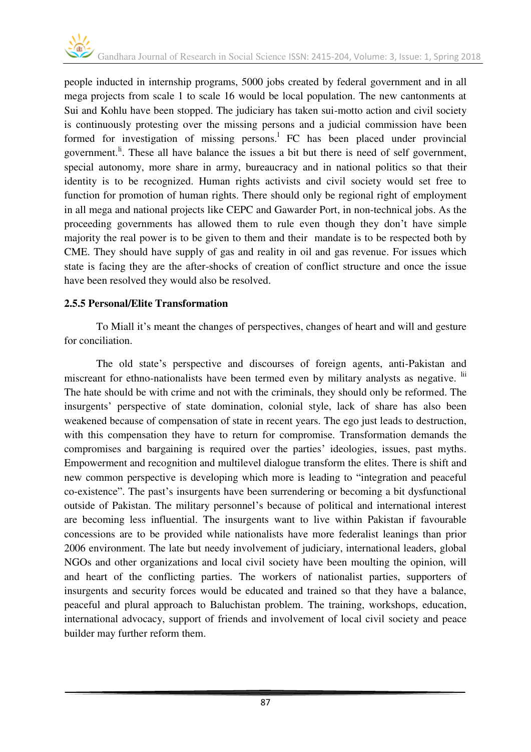people inducted in internship programs, 5000 jobs created by federal government and in all mega projects from scale 1 to scale 16 would be local population. The new cantonments at Sui and Kohlu have been stopped. The judiciary has taken sui-motto action and civil society is continuously protesting over the missing persons and a judicial commission have been formed for investigation of missing persons.[l] FC has been placed under provincial government.[li]. These all have balance the issues a bit but there is need of self government, special autonomy, more share in army, bureaucracy and in national politics so that their identity is to be recognized. Human rights activists and civil society would set free to function for promotion of human rights. There should only be regional right of employment in all mega and national projects like CEPC and Gawarder Port, in non-technical jobs. As the proceeding governments has allowed them to rule even though they don't have simple majority the real power is to be given to them and their mandate is to be respected both by CME. They should have supply of gas and reality in oil and gas revenue. For issues which state is facing they are the after-shocks of creation of conflict structure and once the issue have been resolved they would also be resolved.

### 2.5.5 Personal/Elite Transformation

To Miall it's meant the changes of perspectives, changes of heart and will and gesture for conciliation.

The old state's perspective and discourses of foreign agents, anti-Pakistan and miscreant for ethno-nationalists have been termed even by military analysts as negative. [lii] The hate should be with crime and not with the criminals, they should only be reformed. The insurgents' perspective of state domination, colonial style, lack of share has also been weakened because of compensation of state in recent years. The ego just leads to destruction, with this compensation they have to return for compromise. Transformation demands the compromises and bargaining is required over the parties' ideologies, issues, past myths. Empowerment and recognition and multilevel dialogue transform the elites. There is shift and new common perspective is developing which more is leading to "integration and peaceful co-existence". The past's insurgents have been surrendering or becoming a bit dysfunctional outside of Pakistan. The military personnel's because of political and international interest are becoming less influential. The insurgents want to live within Pakistan if favourable concessions are to be provided while nationalists have more federalist leanings than prior 2006 environment. The late but needy involvement of judiciary, international leaders, global NGOs and other organizations and local civil society have been moulting the opinion, will and heart of the conflicting parties. The workers of nationalist parties, supporters of insurgents and security forces would be educated and trained so that they have a balance, peaceful and plural approach to Baluchistan problem. The training, workshops, education, international advocacy, support of friends and involvement of local civil society and peace builder may further reform them.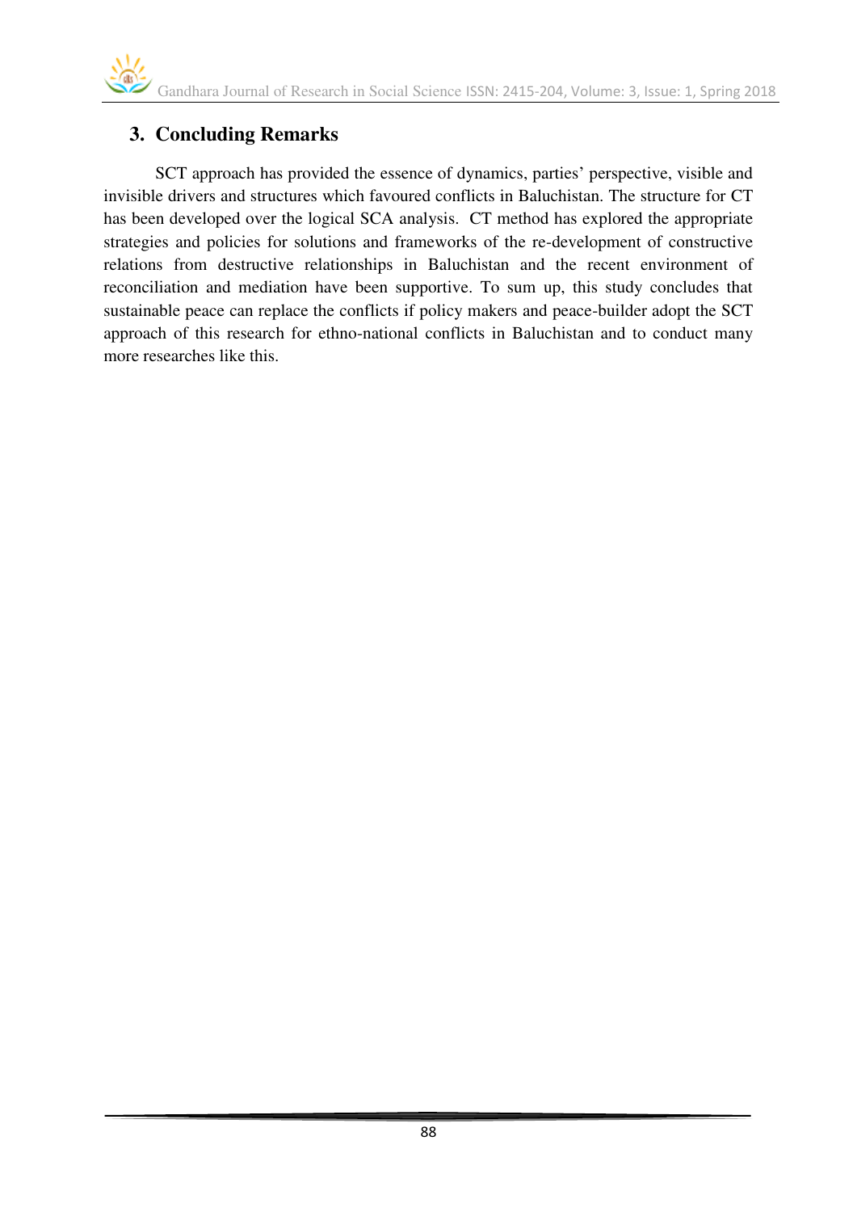## 3. Concluding Remarks

SCT approach has provided the essence of dynamics, parties' perspective, visible and invisible drivers and structures which favoured conflicts in Baluchistan. The structure for CT has been developed over the logical SCA analysis. CT method has explored the appropriate strategies and policies for solutions and frameworks of the re-development of constructive relations from destructive relationships in Baluchistan and the recent environment of reconciliation and mediation have been supportive. To sum up, this study concludes that sustainable peace can replace the conflicts if policy makers and peace-builder adopt the SCT approach of this research for ethno-national conflicts in Baluchistan and to conduct many more researches like this.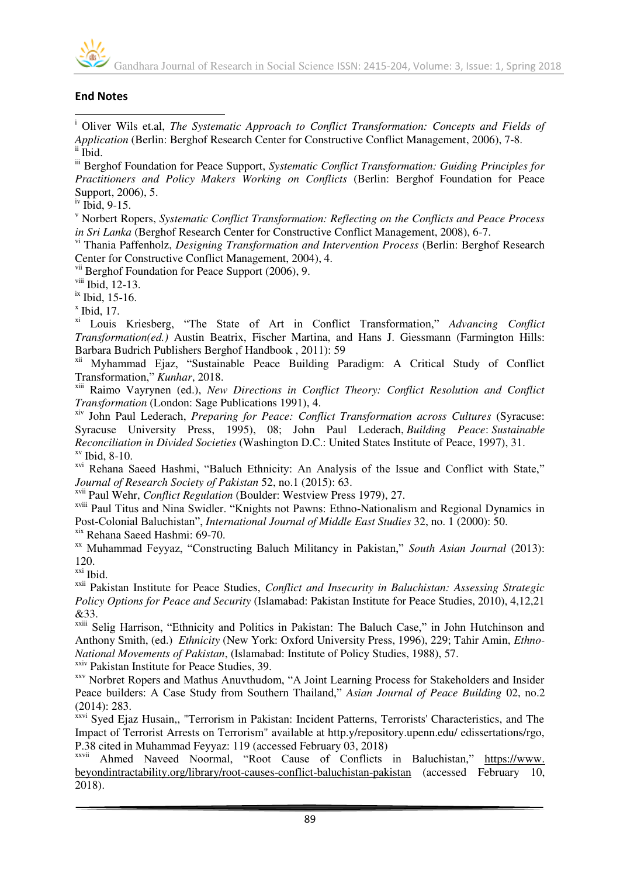## End Notes

[i] Oliver Wils et.al, *The Systematic Approach to Conflict Transformation: Concepts and Fields of Application* (Berlin: Berghof Research Center for Constructive Conflict Management, 2006), 7-8.
[ii] Ibid.
[iii] Berghof Foundation for Peace Support, *Systematic Conflict Transformation: Guiding Principles for Practitioners and Policy Makers Working on Conflicts* (Berlin: Berghof Foundation for Peace Support, 2006), 5.
[iv] Ibid, 9-15.
[v] Norbert Ropers, *Systematic Conflict Transformation: Reflecting on the Conflicts and Peace Process in Sri Lanka* (Berghof Research Center for Constructive Conflict Management, 2008), 6-7.
[vi] Thania Paffenholz, *Designing Transformation and Intervention Process* (Berlin: Berghof Research Center for Constructive Conflict Management, 2004), 4.
[vii] Berghof Foundation for Peace Support (2006), 9.
[viii] Ibid, 12-13.
[ix] Ibid, 15-16.
[x] Ibid, 17.
[xi] Louis Kriesberg, "The State of Art in Conflict Transformation," *Advancing Conflict Transformation(ed.)* Austin Beatrix, Fischer Martina, and Hans J. Giessmann (Farmington Hills: Barbara Budrich Publishers Berghof Handbook , 2011): 59
[xii] Myhammad Ejaz, "Sustainable Peace Building Paradigm: A Critical Study of Conflict Transformation," *Kunhar*, 2018.
[xiii] Raimo Vayrynen (ed.), *New Directions in Conflict Theory: Conflict Resolution and Conflict Transformation* (London: Sage Publications 1991), 4.
[xiv] John Paul Lederach, *Preparing for Peace: Conflict Transformation across Cultures* (Syracuse: Syracuse University Press, 1995), 08; John Paul Lederach, *Building Peace*: *Sustainable Reconciliation in Divided Societies* (Washington D.C.: United States Institute of Peace, 1997), 31.
[xv] Ibid, 8-10.
[xvi] Rehana Saeed Hashmi, "Baluch Ethnicity: An Analysis of the Issue and Conflict with State," *Journal of Research Society of Pakistan* 52, no.1 (2015): 63.
[xvii] Paul Wehr, *Conflict Regulation* (Boulder: Westview Press 1979), 27.
[xviii] Paul Titus and Nina Swidler. "Knights not Pawns: Ethno-Nationalism and Regional Dynamics in Post-Colonial Baluchistan", *International Journal of Middle East Studies* 32, no. 1 (2000): 50.
[xix] Rehana Saeed Hashmi: 69-70.
[xx] Muhammad Feyyaz, "Constructing Baluch Militancy in Pakistan," *South Asian Journal* (2013): 120.
[xxi] Ibid.
[xxii] Pakistan Institute for Peace Studies, *Conflict and Insecurity in Baluchistan: Assessing Strategic Policy Options for Peace and Security* (Islamabad: Pakistan Institute for Peace Studies, 2010), 4,12,21 &33.
[xxiii] Selig Harrison, "Ethnicity and Politics in Pakistan: The Baluch Case," in John Hutchinson and Anthony Smith, (ed.) *Ethnicity* (New York: Oxford University Press, 1996), 229; Tahir Amin, *Ethno-National Movements of Pakistan*, (Islamabad: Institute of Policy Studies, 1988), 57.
[xxiv] Pakistan Institute for Peace Studies, 39.
[xxv] Norbret Ropers and Mathus Anuvthudom, "A Joint Learning Process for Stakeholders and Insider Peace builders: A Case Study from Southern Thailand," *Asian Journal of Peace Building* 02, no.2 (2014): 283.
[xxvi] Syed Ejaz Husain,, "Terrorism in Pakistan: Incident Patterns, Terrorists' Characteristics, and The Impact of Terrorist Arrests on Terrorism" available at http.y/repository.upenn.edu/ edissertations/rgo, P.38 cited in Muhammad Feyyaz: 119 (accessed February 03, 2018)
[xxvii] Ahmed Naveed Noormal, "Root Cause of Conflicts in Baluchistan," https://www.beyondintractability.org/library/root-causes-conflict-baluchistan-pakistan (accessed February 10, 2018).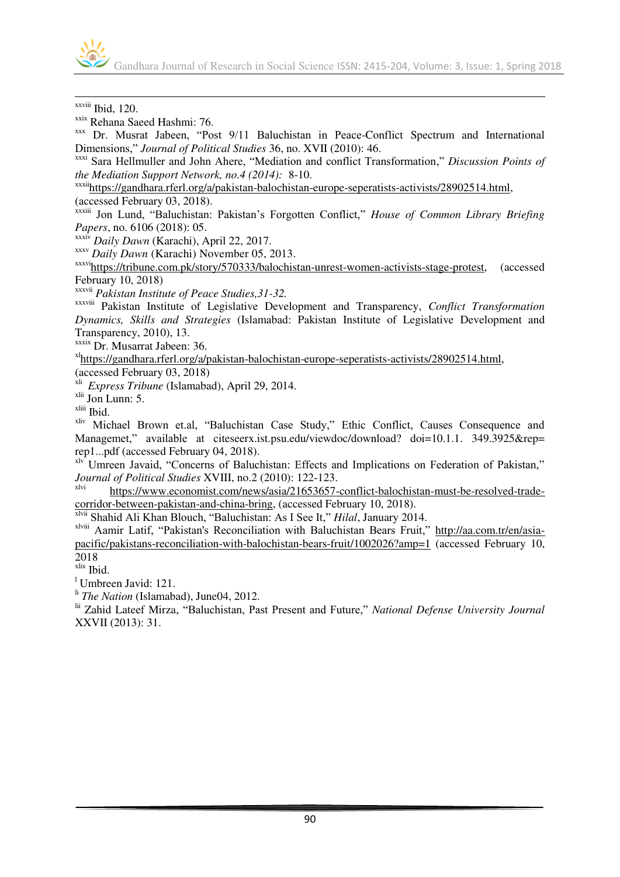[xxviii] Ibid, 120.

[xxix] Rehana Saeed Hashmi: 76.

[xxx] Dr. Musrat Jabeen, "Post 9/11 Baluchistan in Peace-Conflict Spectrum and International Dimensions," *Journal of Political Studies* 36, no. XVII (2010): 46.

[xxxi] Sara Hellmuller and John Ahere, "Mediation and conflict Transformation," *Discussion Points of the Mediation Support Network, no.4 (2014):* 8-10.

[xxxii] https://gandhara.rferl.org/a/pakistan-balochistan-europe-seperatists-activists/28902514.html, (accessed February 03, 2018).

[xxxiii] Jon Lund, "Baluchistan: Pakistan's Forgotten Conflict," *House of Common Library Briefing Papers*, no. 6106 (2018): 05.

[xxxiv] *Daily Dawn* (Karachi), April 22, 2017.

[xxxv] *Daily Dawn* (Karachi) November 05, 2013.

[xxxvi] https://tribune.com.pk/story/570333/balochistan-unrest-women-activists-stage-protest, (accessed February 10, 2018)

[xxxvii] *Pakistan Institute of Peace Studies,31-32.*

[xxxviii] Pakistan Institute of Legislative Development and Transparency, *Conflict Transformation Dynamics, Skills and Strategies* (Islamabad: Pakistan Institute of Legislative Development and Transparency, 2010), 13.

[xxxix] Dr. Musarrat Jabeen: 36.

[xl] https://gandhara.rferl.org/a/pakistan-balochistan-europe-seperatists-activists/28902514.html, (accessed February 03, 2018)

[xli] *Express Tribune* (Islamabad), April 29, 2014.

[xlii] Jon Lunn: 5.

[xliii] Ibid.

[xliv] Michael Brown et.al, "Baluchistan Case Study," Ethic Conflict, Causes Consequence and Managemet," available at citeseerx.ist.psu.edu/viewdoc/download? doi=10.1.1. 349.3925&rep= rep1...pdf (accessed February 04, 2018).

[xlv] Umreen Javaid, "Concerns of Baluchistan: Effects and Implications on Federation of Pakistan," *Journal of Political Studies* XVIII, no.2 (2010): 122-123.

[xlvi] https://www.economist.com/news/asia/21653657-conflict-balochistan-must-be-resolved-trade-corridor-between-pakistan-and-china-bring, (accessed February 10, 2018).

[xlvii] Shahid Ali Khan Blouch, "Baluchistan: As I See It," *Hilal*, January 2014.

[xlviii] Aamir Latif, "Pakistan's Reconciliation with Baluchistan Bears Fruit," http://aa.com.tr/en/asia-pacific/pakistans-reconciliation-with-balochistan-bears-fruit/1002026?amp=1 (accessed February 10, 2018

[xlix] Ibid.

[l] Umbreen Javid: 121.

[li] *The Nation* (Islamabad), June04, 2012.

[lii] Zahid Lateef Mirza, "Baluchistan, Past Present and Future," *National Defense University Journal* XXVII (2013): 31.